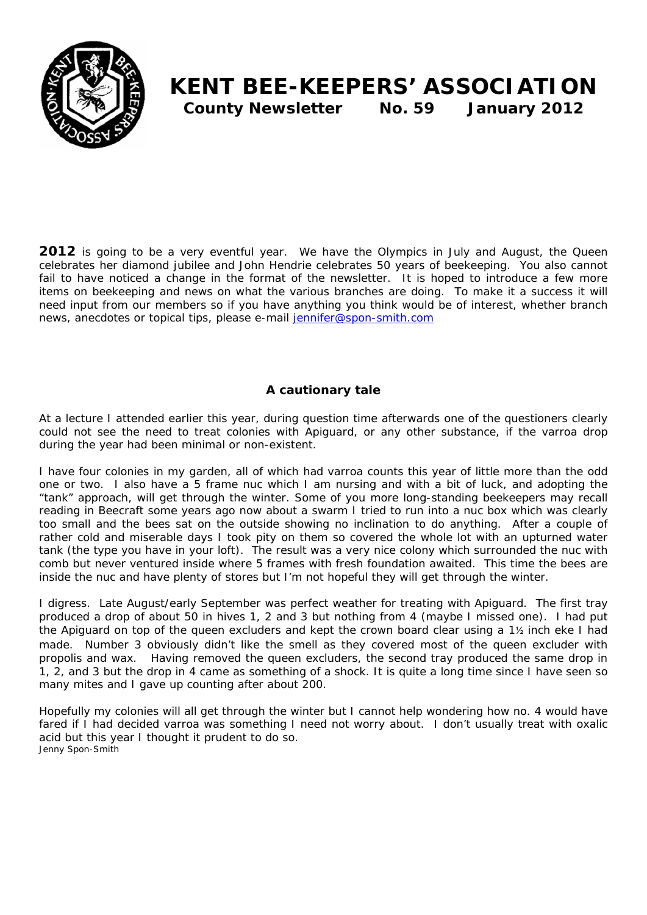# KENT BEE-KEEPERS' ASSOCIATION

**County Newsletter No. 59 January 2012**

**2012** is going to be a very eventful year. We have the Olympics in July and August, the Queen celebrates her diamond jubilee and John Hendrie celebrates 50 years of beekeeping. You also cannot fail to have noticed a change in the format of the newsletter. It is hoped to introduce a few more items on beekeeping and news on what the various branches are doing. To make it a success it will need input from our members so if you have anything you think would be of interest, whether branch news, anecdotes or topical tips, please e-mail jennifer@spon-smith.com

### A cautionary tale

At a lecture I attended earlier this year, during question time afterwards one of the questioners clearly could not see the need to treat colonies with Apiguard, or any other substance, if the varroa drop during the year had been minimal or non-existent.

I have four colonies in my garden, all of which had varroa counts this year of little more than the odd one or two. I also have a 5 frame nuc which I am nursing and with a bit of luck, and adopting the "tank" approach, will get through the winter. Some of you more long-standing beekeepers may recall reading in Beecraft some years ago now about a swarm I tried to run into a nuc box which was clearly too small and the bees sat on the outside showing no inclination to do anything. After a couple of rather cold and miserable days I took pity on them so covered the whole lot with an upturned water tank (the type you have in your loft). The result was a very nice colony which surrounded the nuc with comb but never ventured inside where 5 frames with fresh foundation awaited. This time the bees are inside the nuc and have plenty of stores but I'm not hopeful they will get through the winter.

I digress. Late August/early September was perfect weather for treating with Apiguard. The first tray produced a drop of about 50 in hives 1, 2 and 3 but nothing from 4 (maybe I missed one). I had put the Apiguard on top of the queen excluders and kept the crown board clear using a 1½ inch eke I had made. Number 3 obviously didn't like the smell as they covered most of the queen excluder with propolis and wax. Having removed the queen excluders, the second tray produced the same drop in 1, 2, and 3 but the drop in 4 came as something of a shock. It is quite a long time since I have seen so many mites and I gave up counting after about 200.

Hopefully my colonies will all get through the winter but I cannot help wondering how no. 4 would have fared if I had decided varroa was something I need not worry about. I don't usually treat with oxalic acid but this year I thought it prudent to do so.

*Jenny Spon-Smith*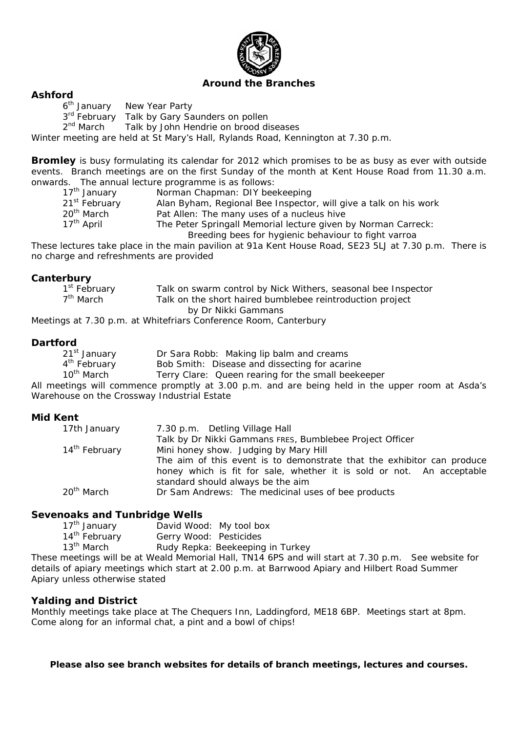# Around the Branches

## Ashford

6th January New Year Party
3rd February Talk by Gary Saunders on pollen
2nd March Talk by John Hendrie on brood diseases

*Winter meeting are held at St Mary's Hall, Rylands Road, Kennington at 7.30 p.m.*

**Bromley** is busy formulating its calendar for 2012 which promises to be as busy as ever with outside events. Branch meetings are on the first Sunday of the month at Kent House Road from 11.30 a.m. onwards. The annual lecture programme is as follows:

| | |
|---|---|
| 17th January | Norman Chapman: DIY beekeeping |
| 21st February | Alan Byham, Regional Bee Inspector, will give a talk on his work |
| 20th March | Pat Allen: The many uses of a nucleus hive |
| 17th April | The Peter Springall Memorial lecture given by Norman Carreck: Breeding bees for hygienic behaviour to fight varroa |

These lectures take place in the main pavilion at 91a Kent House Road, SE23 5LJ at 7.30 p.m. There is no charge and refreshments are provided

## Canterbury

| | |
|---|---|
| 1st February | Talk on swarm control by Nick Withers, seasonal bee Inspector |
| 7th March | Talk on the short haired bumblebee reintroduction project by Dr Nikki Gammans |

Meetings at 7.30 p.m. at Whitefriars Conference Room, Canterbury

## Dartford

| | |
|---|---|
| 21st January | Dr Sara Robb: Making lip balm and creams |
| 4th February | Bob Smith: Disease and dissecting for acarine |
| 10th March | Terry Clare: Queen rearing for the small beekeeper |

All meetings will commence promptly at 3.00 p.m. and are being held in the upper room at Asda's Warehouse on the Crossway Industrial Estate

## Mid Kent

| | |
|---|---|
| 17th January | 7.30 p.m. Detling Village Hall<br>Talk by Dr Nikki Gammans FRES, Bumblebee Project Officer |
| 14th February | Mini honey show. Judging by Mary Hill<br>The aim of this event is to demonstrate that the exhibitor can produce honey which is fit for sale, whether it is sold or not. An acceptable standard should always be the aim |
| 20th March | Dr Sam Andrews: The medicinal uses of bee products |

## Sevenoaks and Tunbridge Wells

| | |
|---|---|
| 17th January | David Wood: My tool box |
| 14th February | Gerry Wood: Pesticides |
| 13th March | Rudy Repka: Beekeeping in Turkey |

These meetings will be at Weald Memorial Hall, TN14 6PS and will start at 7.30 p.m. See website for details of apiary meetings which start at 2.00 p.m. at Barrwood Apiary and Hilbert Road Summer Apiary unless otherwise stated

## Yalding and District

Monthly meetings take place at The Chequers Inn, Laddingford, ME18 6BP. Meetings start at 8pm. Come along for an informal chat, a pint and a bowl of chips!

**Please also see branch websites for details of branch meetings, lectures and courses.**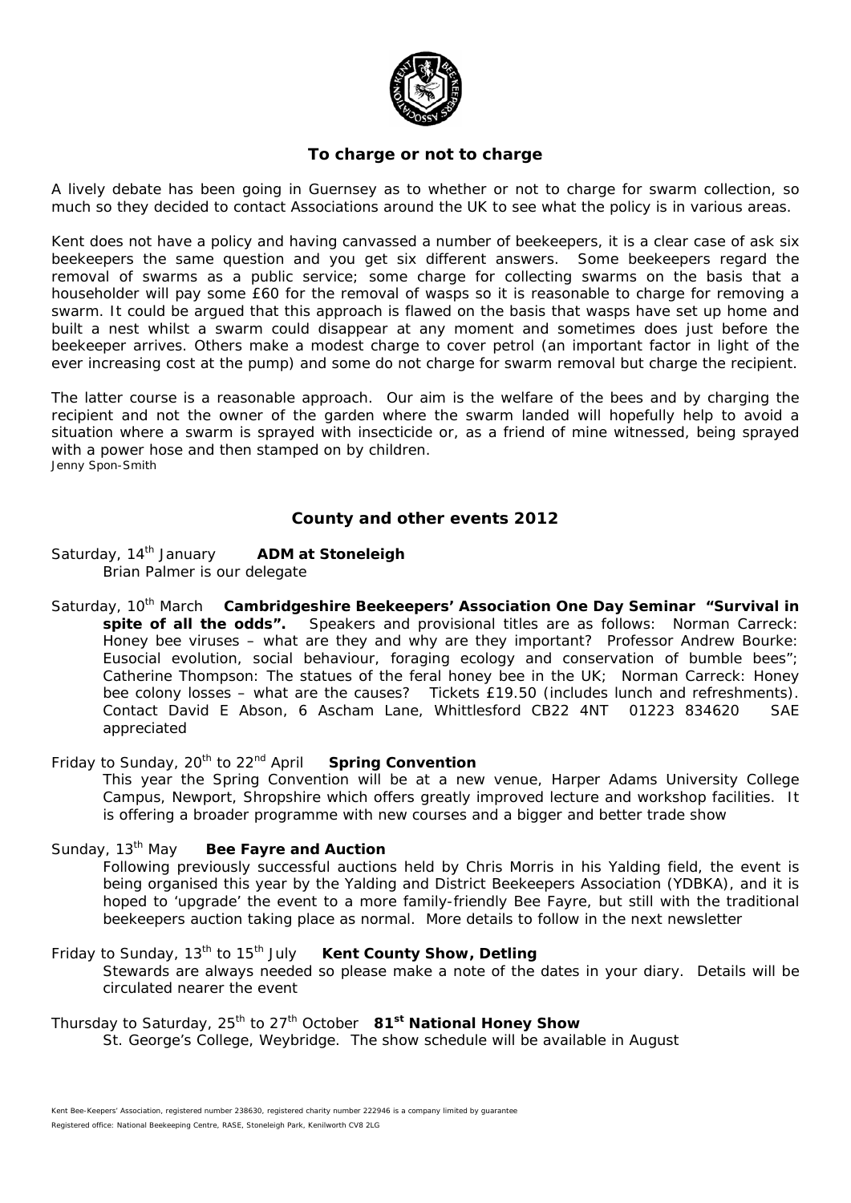## To charge or not to charge

A lively debate has been going in Guernsey as to whether or not to charge for swarm collection, so much so they decided to contact Associations around the UK to see what the policy is in various areas.

Kent does not have a policy and having canvassed a number of beekeepers, it is a clear case of ask six beekeepers the same question and you get six different answers. Some beekeepers regard the removal of swarms as a public service; some charge for collecting swarms on the basis that a householder will pay some £60 for the removal of wasps so it is reasonable to charge for removing a swarm. It could be argued that this approach is flawed on the basis that wasps have set up home and built a nest whilst a swarm could disappear at any moment and sometimes does just before the beekeeper arrives. Others make a modest charge to cover petrol (an important factor in light of the ever increasing cost at the pump) and some do not charge for swarm removal but charge the recipient.

The latter course is a reasonable approach. Our aim is the welfare of the bees and by charging the recipient and not the owner of the garden where the swarm landed will hopefully help to avoid a situation where a swarm is sprayed with insecticide or, as a friend of mine witnessed, being sprayed with a power hose and then stamped on by children.

*Jenny Spon-Smith*

## County and other events 2012

Saturday, 14th January **ADM at Stoneleigh**
Brian Palmer is our delegate

Saturday, 10th March **Cambridgeshire Beekeepers' Association One Day Seminar "Survival in spite of all the odds".** Speakers and provisional titles are as follows: Norman Carreck: Honey bee viruses – what are they and why are they important? Professor Andrew Bourke: Eusocial evolution, social behaviour, foraging ecology and conservation of bumble bees"; Catherine Thompson: The statues of the feral honey bee in the UK; Norman Carreck: Honey bee colony losses – what are the causes? Tickets £19.50 (includes lunch and refreshments). Contact David E Abson, 6 Ascham Lane, Whittlesford CB22 4NT 01223 834620 SAE appreciated

Friday to Sunday, 20th to 22nd April **Spring Convention**
This year the Spring Convention will be at a new venue, Harper Adams University College Campus, Newport, Shropshire which offers greatly improved lecture and workshop facilities. It is offering a broader programme with new courses and a bigger and better trade show

Sunday, 13th May **Bee Fayre and Auction**
Following previously successful auctions held by Chris Morris in his Yalding field, the event is being organised this year by the Yalding and District Beekeepers Association (YDBKA), and it is hoped to 'upgrade' the event to a more family-friendly Bee Fayre, but still with the traditional beekeepers auction taking place as normal. More details to follow in the next newsletter

Friday to Sunday, 13th to 15th July **Kent County Show, Detling**
Stewards are always needed so please make a note of the dates in your diary. Details will be circulated nearer the event

Thursday to Saturday, 25th to 27th October **81st National Honey Show**
St. George's College, Weybridge. The show schedule will be available in August

Kent Bee-Keepers' Association, registered number 238630, registered charity number 222946 is a company limited by guarantee
Registered office: National Beekeeping Centre, RASE, Stoneleigh Park, Kenilworth CV8 2LG